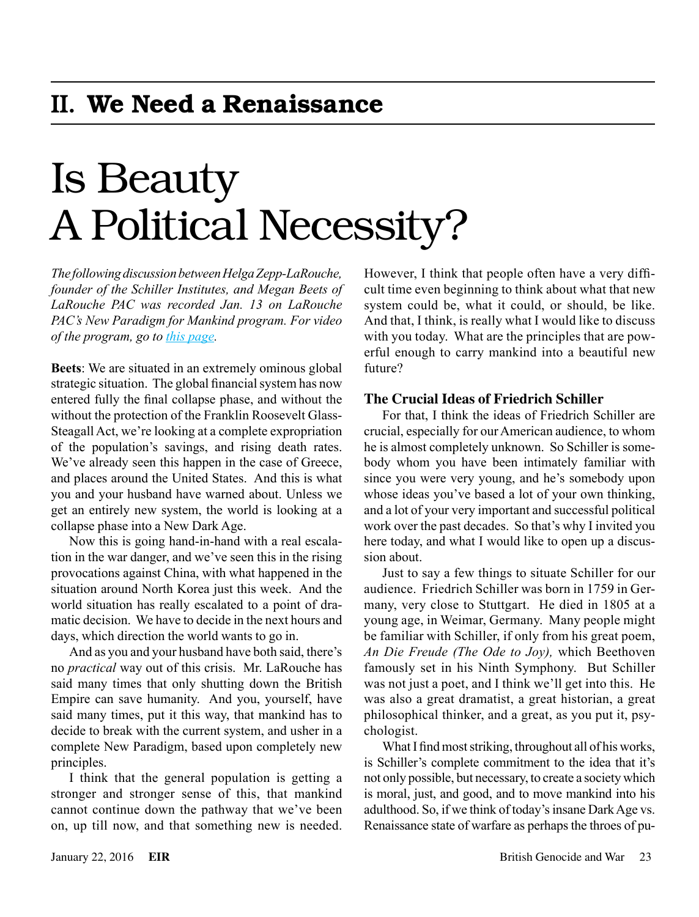## II. We Need a Renaissance

# Is Beauty A Political Necessity?

*The following discussion between Helga Zepp-LaRouche, founder of the Schiller Institutes, and Megan Beets of LaRouche PAC was recorded Jan. 13 on LaRouche PAC's New Paradigm for Mankind program. For video of the program, go to [this page](#).*

**Beets**: We are situated in an extremely ominous global strategic situation. The global financial system has now entered fully the final collapse phase, and without the without the protection of the Franklin Roosevelt Glass-Steagall Act, we're looking at a complete expropriation of the population's savings, and rising death rates. We've already seen this happen in the case of Greece, and places around the United States. And this is what you and your husband have warned about. Unless we get an entirely new system, the world is looking at a collapse phase into a New Dark Age.

Now this is going hand-in-hand with a real escalation in the war danger, and we've seen this in the rising provocations against China, with what happened in the situation around North Korea just this week. And the world situation has really escalated to a point of dramatic decision. We have to decide in the next hours and days, which direction the world wants to go in.

And as you and your husband have both said, there's no *practical* way out of this crisis. Mr. LaRouche has said many times that only shutting down the British Empire can save humanity. And you, yourself, have said many times, put it this way, that mankind has to decide to break with the current system, and usher in a complete New Paradigm, based upon completely new principles.

I think that the general population is getting a stronger and stronger sense of this, that mankind cannot continue down the pathway that we've been on, up till now, and that something new is needed. However, I think that people often have a very difficult time even beginning to think about what that new system could be, what it could, or should, be like. And that, I think, is really what I would like to discuss with you today. What are the principles that are powerful enough to carry mankind into a beautiful new future?

### The Crucial Ideas of Friedrich Schiller

For that, I think the ideas of Friedrich Schiller are crucial, especially for our American audience, to whom he is almost completely unknown. So Schiller is somebody whom you have been intimately familiar with since you were very young, and he's somebody upon whose ideas you've based a lot of your own thinking, and a lot of your very important and successful political work over the past decades. So that's why I invited you here today, and what I would like to open up a discussion about.

Just to say a few things to situate Schiller for our audience. Friedrich Schiller was born in 1759 in Germany, very close to Stuttgart. He died in 1805 at a young age, in Weimar, Germany. Many people might be familiar with Schiller, if only from his great poem, *An Die Freude (The Ode to Joy),* which Beethoven famously set in his Ninth Symphony. But Schiller was not just a poet, and I think we'll get into this. He was also a great dramatist, a great historian, a great philosophical thinker, and a great, as you put it, psychologist.

What I find most striking, throughout all of his works, is Schiller's complete commitment to the idea that it's not only possible, but necessary, to create a society which is moral, just, and good, and to move mankind into his adulthood. So, if we think of today's insane Dark Age vs. Renaissance state of warfare as perhaps the throes of pu-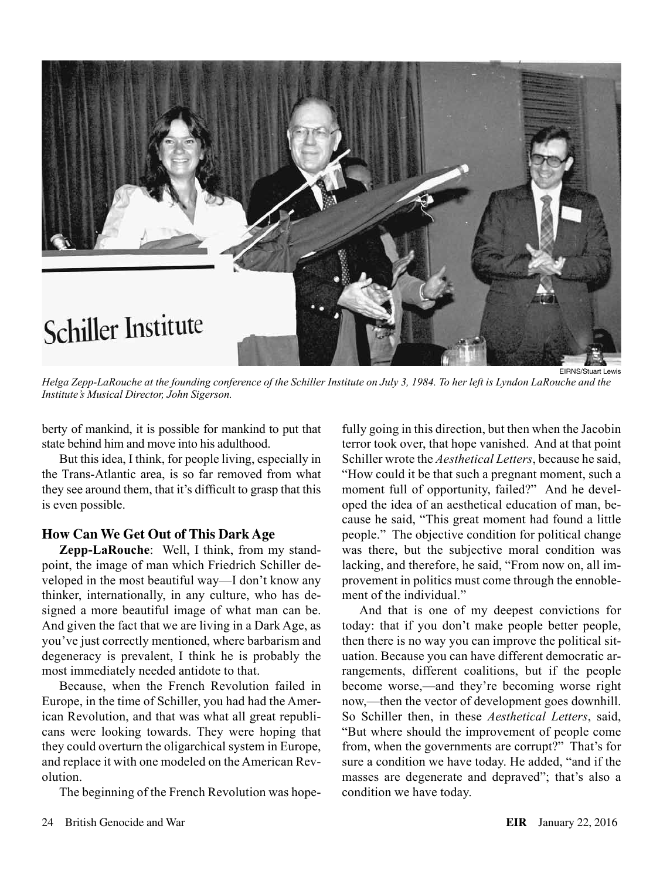EIRNS/Stuart Lewis

*Helga Zepp-LaRouche at the founding conference of the Schiller Institute on July 3, 1984. To her left is Lyndon LaRouche and the Institute's Musical Director, John Sigerson.*

berty of mankind, it is possible for mankind to put that state behind him and move into his adulthood.

But this idea, I think, for people living, especially in the Trans-Atlantic area, is so far removed from what they see around them, that it's difficult to grasp that this is even possible.

### How Can We Get Out of This Dark Age

**Zepp-LaRouche**: Well, I think, from my standpoint, the image of man which Friedrich Schiller developed in the most beautiful way—I don't know any thinker, internationally, in any culture, who has designed a more beautiful image of what man can be. And given the fact that we are living in a Dark Age, as you've just correctly mentioned, where barbarism and degeneracy is prevalent, I think he is probably the most immediately needed antidote to that.

Because, when the French Revolution failed in Europe, in the time of Schiller, you had had the American Revolution, and that was what all great republicans were looking towards. They were hoping that they could overturn the oligarchical system in Europe, and replace it with one modeled on the American Revolution.

The beginning of the French Revolution was hopefully going in this direction, but then when the Jacobin terror took over, that hope vanished. And at that point Schiller wrote the *Aesthetical Letters*, because he said, "How could it be that such a pregnant moment, such a moment full of opportunity, failed?" And he developed the idea of an aesthetical education of man, because he said, "This great moment had found a little people." The objective condition for political change was there, but the subjective moral condition was lacking, and therefore, he said, "From now on, all improvement in politics must come through the ennoblement of the individual."

And that is one of my deepest convictions for today: that if you don't make people better people, then there is no way you can improve the political situation. Because you can have different democratic arrangements, different coalitions, but if the people become worse,—and they're becoming worse right now,—then the vector of development goes downhill. So Schiller then, in these *Aesthetical Letters*, said, "But where should the improvement of people come from, when the governments are corrupt?" That's for sure a condition we have today. He added, "and if the masses are degenerate and depraved"; that's also a condition we have today.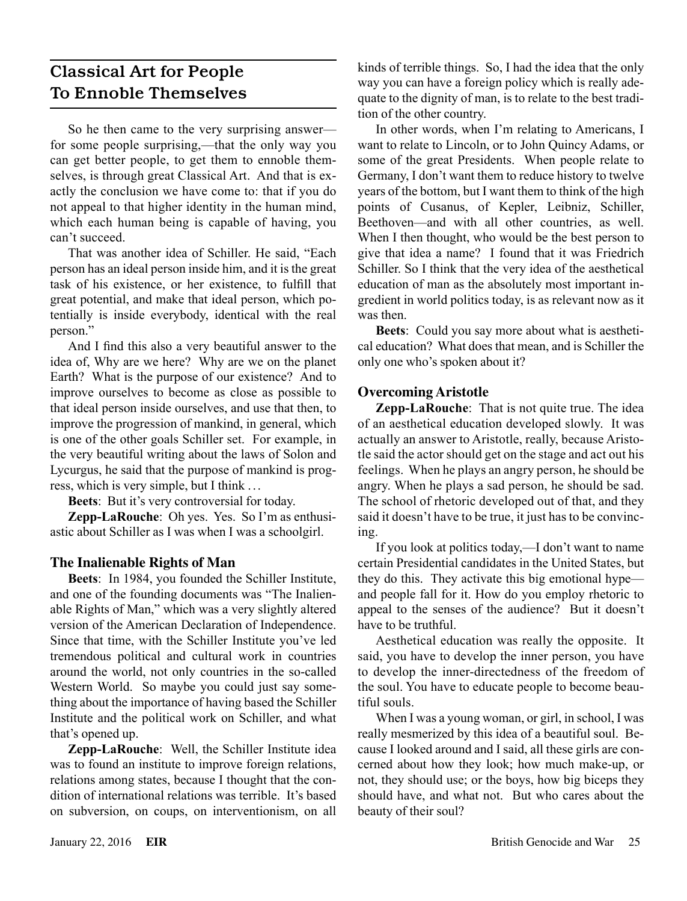## Classical Art for People To Ennoble Themselves

So he then came to the very surprising answer—for some people surprising,—that the only way you can get better people, to get them to ennoble themselves, is through great Classical Art. And that is exactly the conclusion we have come to: that if you do not appeal to that higher identity in the human mind, which each human being is capable of having, you can't succeed.

That was another idea of Schiller. He said, "Each person has an ideal person inside him, and it is the great task of his existence, or her existence, to fulfill that great potential, and make that ideal person, which potentially is inside everybody, identical with the real person."

And I find this also a very beautiful answer to the idea of, Why are we here? Why are we on the planet Earth? What is the purpose of our existence? And to improve ourselves to become as close as possible to that ideal person inside ourselves, and use that then, to improve the progression of mankind, in general, which is one of the other goals Schiller set. For example, in the very beautiful writing about the laws of Solon and Lycurgus, he said that the purpose of mankind is progress, which is very simple, but I think . . .

**Beets**: But it's very controversial for today.

**Zepp-LaRouche**: Oh yes. Yes. So I'm as enthusiastic about Schiller as I was when I was a schoolgirl.

### The Inalienable Rights of Man

**Beets**: In 1984, you founded the Schiller Institute, and one of the founding documents was "The Inalienable Rights of Man," which was a very slightly altered version of the American Declaration of Independence. Since that time, with the Schiller Institute you've led tremendous political and cultural work in countries around the world, not only countries in the so-called Western World. So maybe you could just say something about the importance of having based the Schiller Institute and the political work on Schiller, and what that's opened up.

**Zepp-LaRouche**: Well, the Schiller Institute idea was to found an institute to improve foreign relations, relations among states, because I thought that the condition of international relations was terrible. It's based on subversion, on coups, on interventionism, on all kinds of terrible things. So, I had the idea that the only way you can have a foreign policy which is really adequate to the dignity of man, is to relate to the best tradition of the other country.

In other words, when I'm relating to Americans, I want to relate to Lincoln, or to John Quincy Adams, or some of the great Presidents. When people relate to Germany, I don't want them to reduce history to twelve years of the bottom, but I want them to think of the high points of Cusanus, of Kepler, Leibniz, Schiller, Beethoven—and with all other countries, as well. When I then thought, who would be the best person to give that idea a name? I found that it was Friedrich Schiller. So I think that the very idea of the aesthetical education of man as the absolutely most important ingredient in world politics today, is as relevant now as it was then.

**Beets**: Could you say more about what is aesthetical education? What does that mean, and is Schiller the only one who's spoken about it?

### Overcoming Aristotle

**Zepp-LaRouche**: That is not quite true. The idea of an aesthetical education developed slowly. It was actually an answer to Aristotle, really, because Aristotle said the actor should get on the stage and act out his feelings. When he plays an angry person, he should be angry. When he plays a sad person, he should be sad. The school of rhetoric developed out of that, and they said it doesn't have to be true, it just has to be convincing.

If you look at politics today,—I don't want to name certain Presidential candidates in the United States, but they do this. They activate this big emotional hype—and people fall for it. How do you employ rhetoric to appeal to the senses of the audience? But it doesn't have to be truthful.

Aesthetical education was really the opposite. It said, you have to develop the inner person, you have to develop the inner-directedness of the freedom of the soul. You have to educate people to become beautiful souls.

When I was a young woman, or girl, in school, I was really mesmerized by this idea of a beautiful soul. Because I looked around and I said, all these girls are concerned about how they look; how much make-up, or not, they should use; or the boys, how big biceps they should have, and what not. But who cares about the beauty of their soul?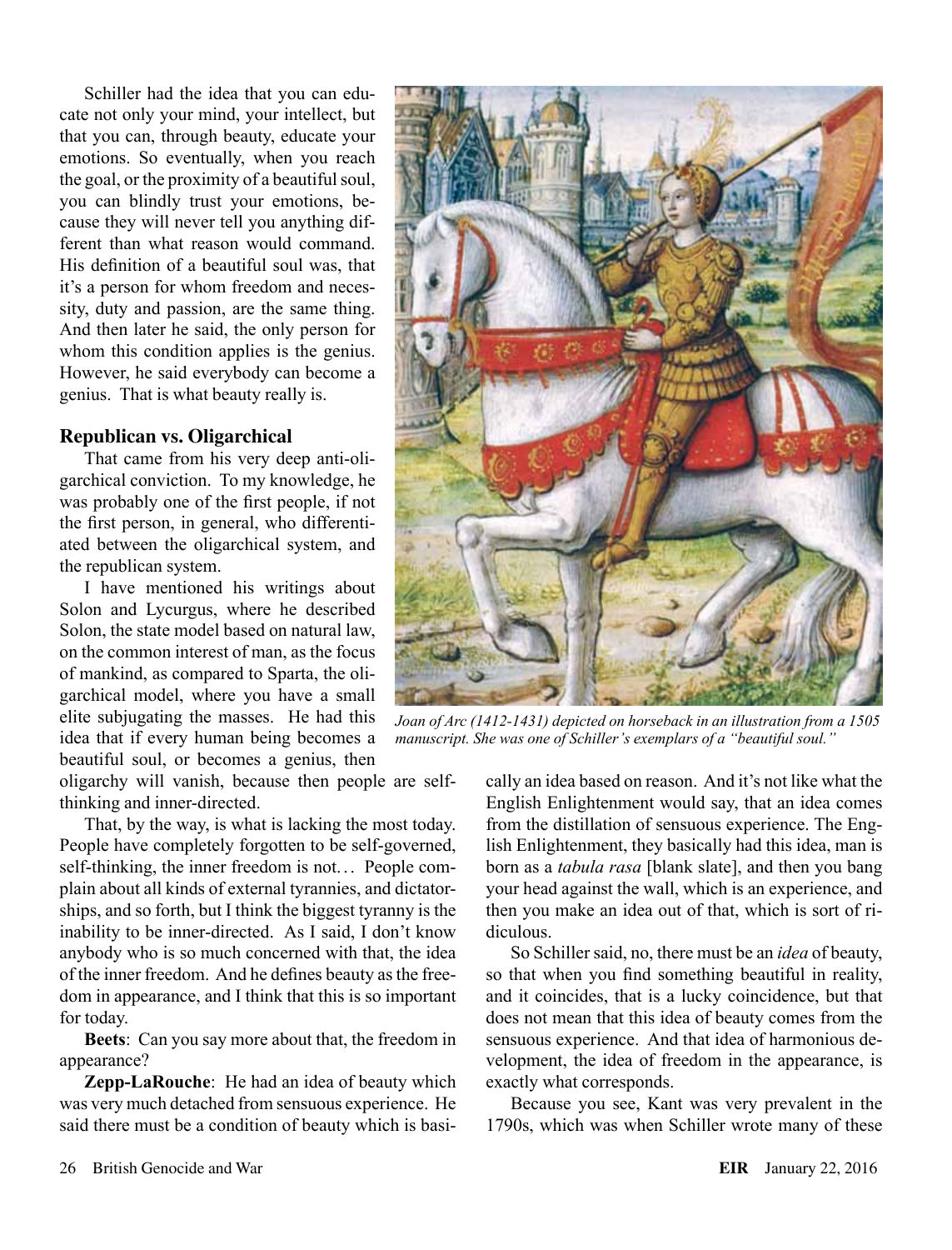Schiller had the idea that you can educate not only your mind, your intellect, but that you can, through beauty, educate your emotions. So eventually, when you reach the goal, or the proximity of a beautiful soul, you can blindly trust your emotions, because they will never tell you anything different than what reason would command. His definition of a beautiful soul was, that it's a person for whom freedom and necessity, duty and passion, are the same thing. And then later he said, the only person for whom this condition applies is the genius. However, he said everybody can become a genius. That is what beauty really is.

### Republican vs. Oligarchical

That came from his very deep anti-oligarchical conviction. To my knowledge, he was probably one of the first people, if not the first person, in general, who differentiated between the oligarchical system, and the republican system.

I have mentioned his writings about Solon and Lycurgus, where he described Solon, the state model based on natural law, on the common interest of man, as the focus of mankind, as compared to Sparta, the oligarchical model, where you have a small elite subjugating the masses. He had this idea that if every human being becomes a beautiful soul, or becomes a genius, then oligarchy will vanish, because then people are self-thinking and inner-directed.

That, by the way, is what is lacking the most today. People have completely forgotten to be self-governed, self-thinking, the inner freedom is not... People complain about all kinds of external tyrannies, and dictatorships, and so forth, but I think the biggest tyranny is the inability to be inner-directed. As I said, I don't know anybody who is so much concerned with that, the idea of the inner freedom. And he defines beauty as the freedom in appearance, and I think that this is so important for today.

**Beets**: Can you say more about that, the freedom in appearance?

**Zepp-LaRouche**: He had an idea of beauty which was very much detached from sensuous experience. He said there must be a condition of beauty which is basically an idea based on reason. And it's not like what the English Enlightenment would say, that an idea comes from the distillation of sensuous experience. The English Enlightenment, they basically had this idea, man is born as a *tabula rasa* [blank slate], and then you bang your head against the wall, which is an experience, and then you make an idea out of that, which is sort of ridiculous.

So Schiller said, no, there must be an *idea* of beauty, so that when you find something beautiful in reality, and it coincides, that is a lucky coincidence, but that does not mean that this idea of beauty comes from the sensuous experience. And that idea of harmonious development, the idea of freedom in the appearance, is exactly what corresponds.

Because you see, Kant was very prevalent in the 1790s, which was when Schiller wrote many of these

*Joan of Arc (1412-1431) depicted on horseback in an illustration from a 1505 manuscript. She was one of Schiller's exemplars of a "beautiful soul."*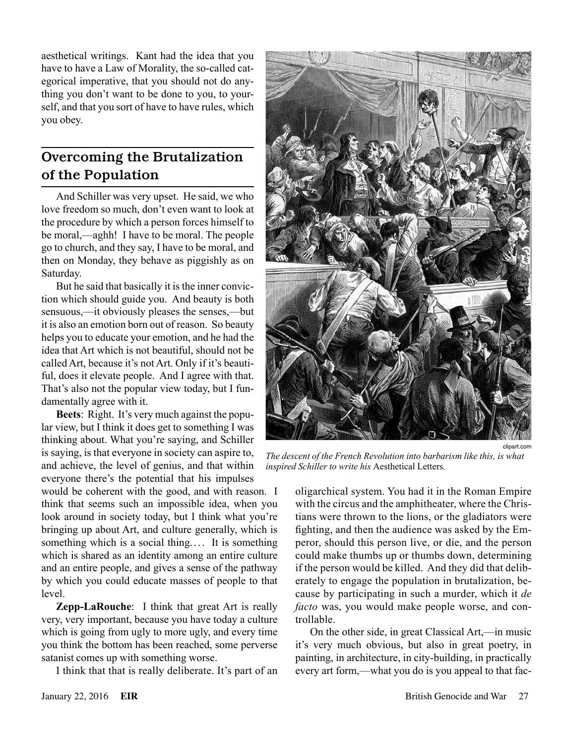aesthetical writings. Kant had the idea that you have to have a Law of Morality, the so-called categorical imperative, that you should not do anything you don't want to be done to you, to yourself, and that you sort of have to have rules, which you obey.

## Overcoming the Brutalization of the Population

And Schiller was very upset. He said, we who love freedom so much, don't even want to look at the procedure by which a person forces himself to be moral,—aghh! I have to be moral. The people go to church, and they say, I have to be moral, and then on Monday, they behave as piggishly as on Saturday.

But he said that basically it is the inner conviction which should guide you. And beauty is both sensuous,—it obviously pleases the senses,—but it is also an emotion born out of reason. So beauty helps you to educate your emotion, and he had the idea that Art which is not beautiful, should not be called Art, because it's not Art. Only if it's beautiful, does it elevate people. And I agree with that. That's also not the popular view today, but I fundamentally agree with it.

**Beets**: Right. It's very much against the popular view, but I think it does get to something I was thinking about. What you're saying, and Schiller is saying, is that everyone in society can aspire to, and achieve, the level of genius, and that within everyone there's the potential that his impulses would be coherent with the good, and with reason. I think that seems such an impossible idea, when you look around in society today, but I think what you're bringing up about Art, and culture generally, which is something which is a social thing.... It is something which is shared as an identity among an entire culture and an entire people, and gives a sense of the pathway by which you could educate masses of people to that level.

**Zepp-LaRouche**: I think that great Art is really very, very important, because you have today a culture which is going from ugly to more ugly, and every time you think the bottom has been reached, some perverse satanist comes up with something worse.

I think that that is really deliberate. It's part of an oligarchical system. You had it in the Roman Empire with the circus and the amphitheater, where the Christians were thrown to the lions, or the gladiators were fighting, and then the audience was asked by the Emperor, should this person live, or die, and the person could make thumbs up or thumbs down, determining if the person would be killed. And they did that deliberately to engage the population in brutalization, because by participating in such a murder, which it *de facto* was, you would make people worse, and controllable.

On the other side, in great Classical Art,—in music it's very much obvious, but also in great poetry, in painting, in architecture, in city-building, in practically every art form,—what you do is you appeal to that fac-

clipart.com

*The descent of the French Revolution into barbarism like this, is what inspired Schiller to write his* Aesthetical Letters*.*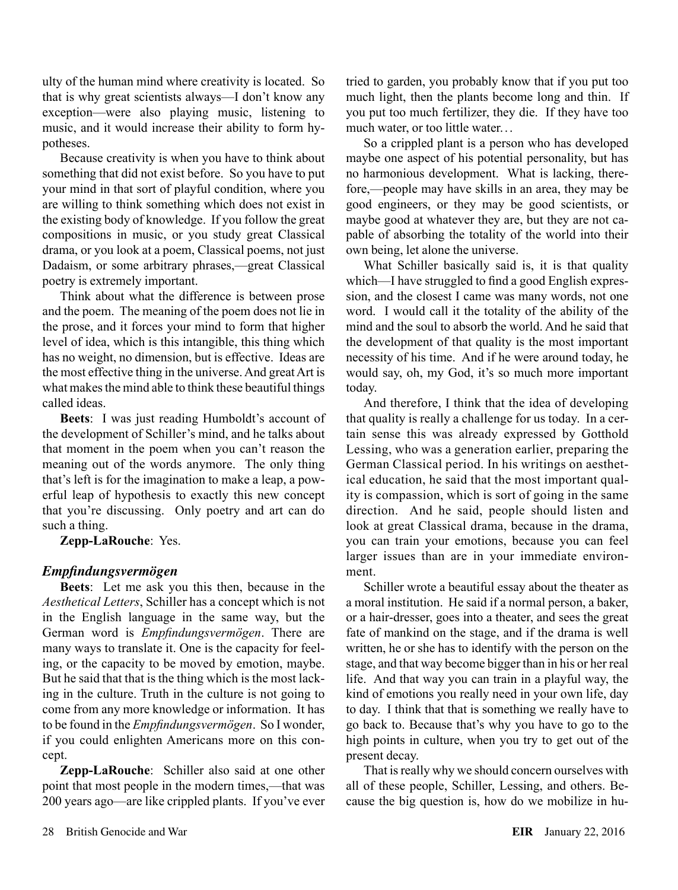ulty of the human mind where creativity is located. So that is why great scientists always—I don't know any exception—were also playing music, listening to music, and it would increase their ability to form hypotheses.

Because creativity is when you have to think about something that did not exist before. So you have to put your mind in that sort of playful condition, where you are willing to think something which does not exist in the existing body of knowledge. If you follow the great compositions in music, or you study great Classical drama, or you look at a poem, Classical poems, not just Dadaism, or some arbitrary phrases,—great Classical poetry is extremely important.

Think about what the difference is between prose and the poem. The meaning of the poem does not lie in the prose, and it forces your mind to form that higher level of idea, which is this intangible, this thing which has no weight, no dimension, but is effective. Ideas are the most effective thing in the universe. And great Art is what makes the mind able to think these beautiful things called ideas.

**Beets**: I was just reading Humboldt's account of the development of Schiller's mind, and he talks about that moment in the poem when you can't reason the meaning out of the words anymore. The only thing that's left is for the imagination to make a leap, a powerful leap of hypothesis to exactly this new concept that you're discussing. Only poetry and art can do such a thing.

**Zepp-LaRouche**: Yes.

### *Empfindungsvermögen*

**Beets**: Let me ask you this then, because in the *Aesthetical Letters*, Schiller has a concept which is not in the English language in the same way, but the German word is *Empfindungsvermögen*. There are many ways to translate it. One is the capacity for feeling, or the capacity to be moved by emotion, maybe. But he said that that is the thing which is the most lacking in the culture. Truth in the culture is not going to come from any more knowledge or information. It has to be found in the *Empfindungsvermögen*. So I wonder, if you could enlighten Americans more on this concept.

**Zepp-LaRouche**: Schiller also said at one other point that most people in the modern times,—that was 200 years ago—are like crippled plants. If you've ever tried to garden, you probably know that if you put too much light, then the plants become long and thin. If you put too much fertilizer, they die. If they have too much water, or too little water...

So a crippled plant is a person who has developed maybe one aspect of his potential personality, but has no harmonious development. What is lacking, therefore,—people may have skills in an area, they may be good engineers, or they may be good scientists, or maybe good at whatever they are, but they are not capable of absorbing the totality of the world into their own being, let alone the universe.

What Schiller basically said is, it is that quality which—I have struggled to find a good English expression, and the closest I came was many words, not one word. I would call it the totality of the ability of the mind and the soul to absorb the world. And he said that the development of that quality is the most important necessity of his time. And if he were around today, he would say, oh, my God, it's so much more important today.

And therefore, I think that the idea of developing that quality is really a challenge for us today. In a certain sense this was already expressed by Gotthold Lessing, who was a generation earlier, preparing the German Classical period. In his writings on aesthetical education, he said that the most important quality is compassion, which is sort of going in the same direction. And he said, people should listen and look at great Classical drama, because in the drama, you can train your emotions, because you can feel larger issues than are in your immediate environment.

Schiller wrote a beautiful essay about the theater as a moral institution. He said if a normal person, a baker, or a hair-dresser, goes into a theater, and sees the great fate of mankind on the stage, and if the drama is well written, he or she has to identify with the person on the stage, and that way become bigger than in his or her real life. And that way you can train in a playful way, the kind of emotions you really need in your own life, day to day. I think that that is something we really have to go back to. Because that's why you have to go to the high points in culture, when you try to get out of the present decay.

That is really why we should concern ourselves with all of these people, Schiller, Lessing, and others. Because the big question is, how do we mobilize in hu-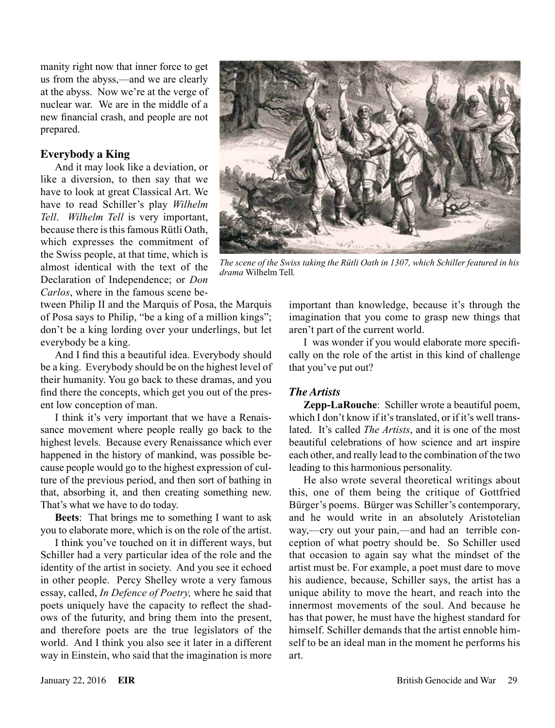manity right now that inner force to get us from the abyss,—and we are clearly at the abyss. Now we're at the verge of nuclear war. We are in the middle of a new financial crash, and people are not prepared.

### Everybody a King

And it may look like a deviation, or like a diversion, to then say that we have to look at great Classical Art. We have to read Schiller's play *Wilhelm Tell*. *Wilhelm Tell* is very important, because there is this famous Rütli Oath, which expresses the commitment of the Swiss people, at that time, which is almost identical with the text of the Declaration of Independence; or *Don Carlos*, where in the famous scene between Philip II and the Marquis of Posa, the Marquis of Posa says to Philip, "be a king of a million kings"; don't be a king lording over your underlings, but let everybody be a king.

*The scene of the Swiss taking the Rütli Oath in 1307, which Schiller featured in his drama* Wilhelm Tell.

And I find this a beautiful idea. Everybody should be a king. Everybody should be on the highest level of their humanity. You go back to these dramas, and you find there the concepts, which get you out of the present low conception of man.

I think it's very important that we have a Renaissance movement where people really go back to the highest levels. Because every Renaissance which ever happened in the history of mankind, was possible because people would go to the highest expression of culture of the previous period, and then sort of bathing in that, absorbing it, and then creating something new. That's what we have to do today.

**Beets**: That brings me to something I want to ask you to elaborate more, which is on the role of the artist.

I think you've touched on it in different ways, but Schiller had a very particular idea of the role and the identity of the artist in society. And you see it echoed in other people. Percy Shelley wrote a very famous essay, called, *In Defence of Poetry,* where he said that poets uniquely have the capacity to reflect the shadows of the futurity, and bring them into the present, and therefore poets are the true legislators of the world. And I think you also see it later in a different way in Einstein, who said that the imagination is more important than knowledge, because it's through the imagination that you come to grasp new things that aren't part of the current world.

I was wonder if you would elaborate more specifically on the role of the artist in this kind of challenge that you've put out?

### *The Artists*

**Zepp-LaRouche**: Schiller wrote a beautiful poem, which I don't know if it's translated, or if it's well translated. It's called *The Artists*, and it is one of the most beautiful celebrations of how science and art inspire each other, and really lead to the combination of the two leading to this harmonious personality.

He also wrote several theoretical writings about this, one of them being the critique of Gottfried Bürger's poems. Bürger was Schiller's contemporary, and he would write in an absolutely Aristotelian way,—cry out your pain,—and had an terrible conception of what poetry should be. So Schiller used that occasion to again say what the mindset of the artist must be. For example, a poet must dare to move his audience, because, Schiller says, the artist has a unique ability to move the heart, and reach into the innermost movements of the soul. And because he has that power, he must have the highest standard for himself. Schiller demands that the artist ennoble himself to be an ideal man in the moment he performs his art.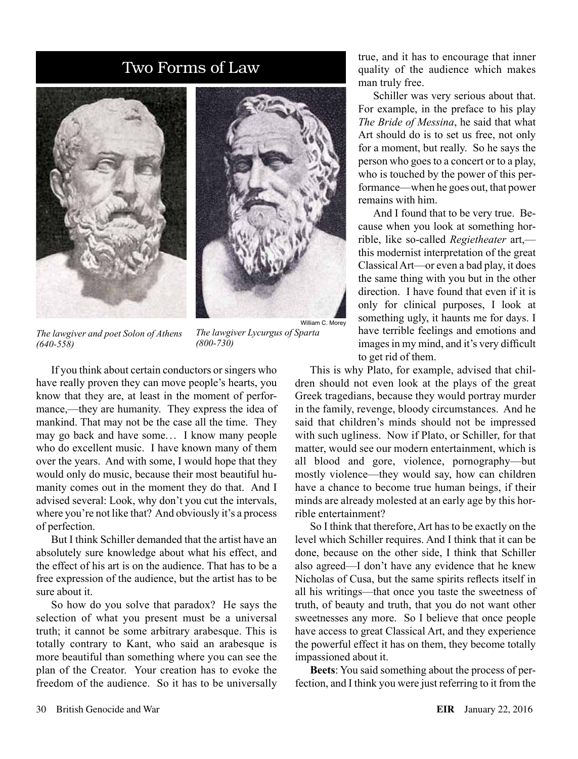## Two Forms of Law

*The lawgiver and poet Solon of Athens (640-558)*

William C. Morey

*The lawgiver Lycurgus of Sparta (800-730)*

If you think about certain conductors or singers who have really proven they can move people's hearts, you know that they are, at least in the moment of performance,—they are humanity. They express the idea of mankind. That may not be the case all the time. They may go back and have some… I know many people who do excellent music. I have known many of them over the years. And with some, I would hope that they would only do music, because their most beautiful humanity comes out in the moment they do that. And I advised several: Look, why don't you cut the intervals, where you're not like that? And obviously it's a process of perfection.

But I think Schiller demanded that the artist have an absolutely sure knowledge about what his effect, and the effect of his art is on the audience. That has to be a free expression of the audience, but the artist has to be sure about it.

So how do you solve that paradox? He says the selection of what you present must be a universal truth; it cannot be some arbitrary arabesque. This is totally contrary to Kant, who said an arabesque is more beautiful than something where you can see the plan of the Creator. Your creation has to evoke the freedom of the audience. So it has to be universally true, and it has to encourage that inner quality of the audience which makes man truly free.

Schiller was very serious about that. For example, in the preface to his play *The Bride of Messina*, he said that what Art should do is to set us free, not only for a moment, but really. So he says the person who goes to a concert or to a play, who is touched by the power of this performance—when he goes out, that power remains with him.

And I found that to be very true. Because when you look at something horrible, like so-called *Regietheater* art,—this modernist interpretation of the great Classical Art—or even a bad play, it does the same thing with you but in the other direction. I have found that even if it is only for clinical purposes, I look at something ugly, it haunts me for days. I have terrible feelings and emotions and images in my mind, and it's very difficult to get rid of them.

This is why Plato, for example, advised that children should not even look at the plays of the great Greek tragedians, because they would portray murder in the family, revenge, bloody circumstances. And he said that children's minds should not be impressed with such ugliness. Now if Plato, or Schiller, for that matter, would see our modern entertainment, which is all blood and gore, violence, pornography—but mostly violence—they would say, how can children have a chance to become true human beings, if their minds are already molested at an early age by this horrible entertainment?

So I think that therefore, Art has to be exactly on the level which Schiller requires. And I think that it can be done, because on the other side, I think that Schiller also agreed—I don't have any evidence that he knew Nicholas of Cusa, but the same spirits reflects itself in all his writings—that once you taste the sweetness of truth, of beauty and truth, that you do not want other sweetnesses any more. So I believe that once people have access to great Classical Art, and they experience the powerful effect it has on them, they become totally impassioned about it.

**Beets**: You said something about the process of perfection, and I think you were just referring to it from the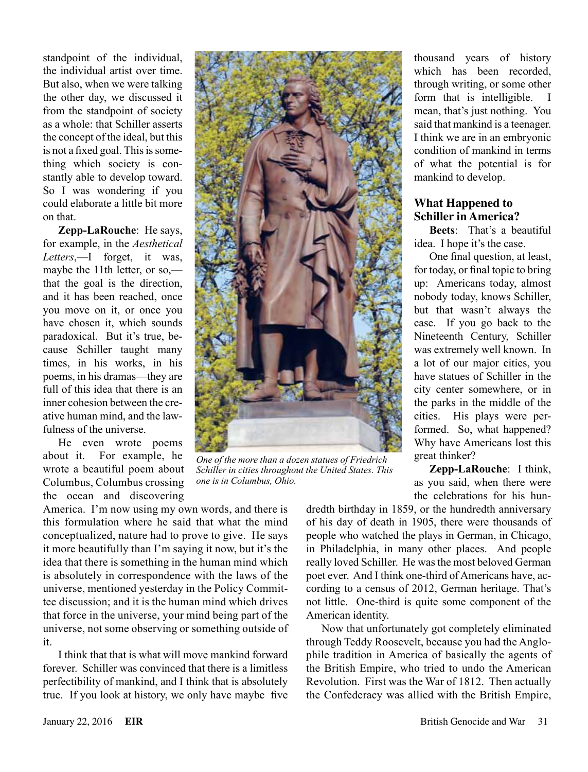standpoint of the individual, the individual artist over time. But also, when we were talking the other day, we discussed it from the standpoint of society as a whole: that Schiller asserts the concept of the ideal, but this is not a fixed goal. This is something which society is constantly able to develop toward. So I was wondering if you could elaborate a little bit more on that.

**Zepp-LaRouche**: He says, for example, in the *Aesthetical Letters*,—I forget, it was, maybe the 11th letter, or so,—that the goal is the direction, and it has been reached, once you move on it, or once you have chosen it, which sounds paradoxical. But it's true, because Schiller taught many times, in his works, in his poems, in his dramas—they are full of this idea that there is an inner cohesion between the creative human mind, and the lawfulness of the universe.

He even wrote poems about it. For example, he wrote a beautiful poem about Columbus, Columbus crossing the ocean and discovering America. I'm now using my own words, and there is this formulation where he said that what the mind conceptualized, nature had to prove to give. He says it more beautifully than I'm saying it now, but it's the idea that there is something in the human mind which is absolutely in correspondence with the laws of the universe, mentioned yesterday in the Policy Committee discussion; and it is the human mind which drives that force in the universe, your mind being part of the universe, not some observing or something outside of it.

*One of the more than a dozen statues of Friedrich Schiller in cities throughout the United States. This one is in Columbus, Ohio.*

I think that that is what will move mankind forward forever. Schiller was convinced that there is a limitless perfectibility of mankind, and I think that is absolutely true. If you look at history, we only have maybe five thousand years of history which has been recorded, through writing, or some other form that is intelligible. I mean, that's just nothing. You said that mankind is a teenager. I think we are in an embryonic condition of mankind in terms of what the potential is for mankind to develop.

## What Happened to Schiller in America?

**Beets**: That's a beautiful idea. I hope it's the case.

One final question, at least, for today, or final topic to bring up: Americans today, almost nobody today, knows Schiller, but that wasn't always the case. If you go back to the Nineteenth Century, Schiller was extremely well known. In a lot of our major cities, you have statues of Schiller in the city center somewhere, or in the parks in the middle of the cities. His plays were performed. So, what happened? Why have Americans lost this great thinker?

**Zepp-LaRouche**: I think, as you said, when there were the celebrations for his hundredth birthday in 1859, or the hundredth anniversary of his day of death in 1905, there were thousands of people who watched the plays in German, in Chicago, in Philadelphia, in many other places. And people really loved Schiller. He was the most beloved German poet ever. And I think one-third of Americans have, according to a census of 2012, German heritage. That's not little. One-third is quite some component of the American identity.

Now that unfortunately got completely eliminated through Teddy Roosevelt, because you had the Anglophile tradition in America of basically the agents of the British Empire, who tried to undo the American Revolution. First was the War of 1812. Then actually the Confederacy was allied with the British Empire,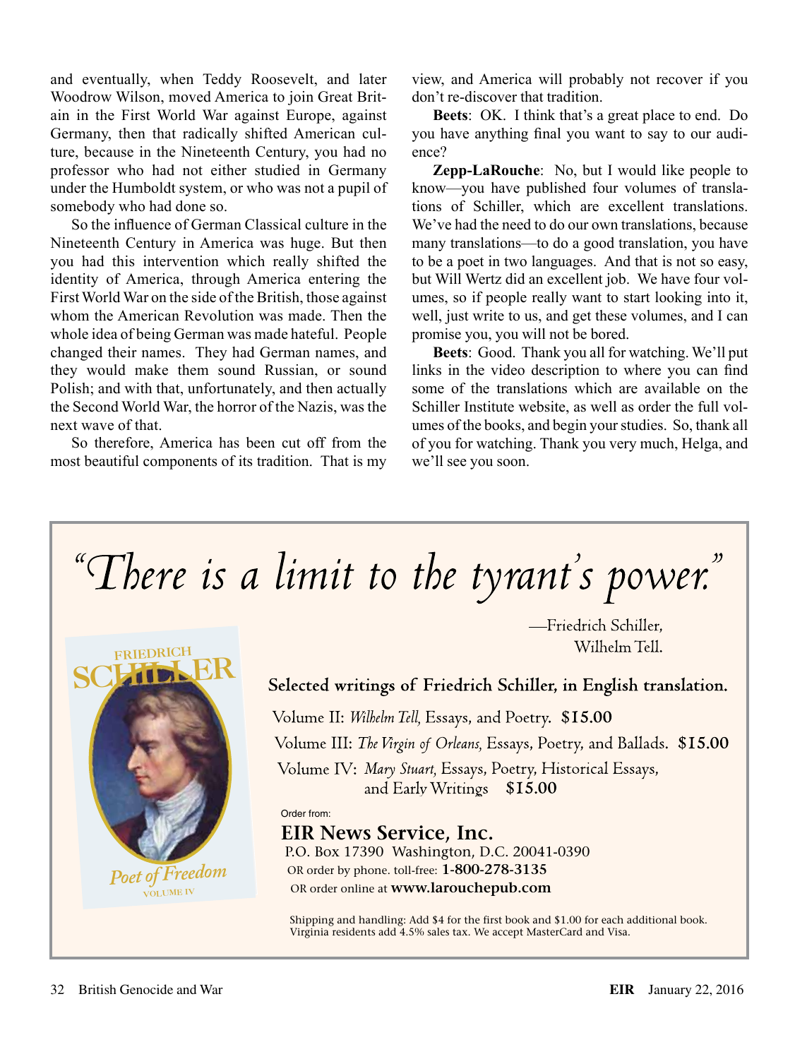and eventually, when Teddy Roosevelt, and later Woodrow Wilson, moved America to join Great Britain in the First World War against Europe, against Germany, then that radically shifted American culture, because in the Nineteenth Century, you had no professor who had not either studied in Germany under the Humboldt system, or who was not a pupil of somebody who had done so.

So the influence of German Classical culture in the Nineteenth Century in America was huge. But then you had this intervention which really shifted the identity of America, through America entering the First World War on the side of the British, those against whom the American Revolution was made. Then the whole idea of being German was made hateful. People changed their names. They had German names, and they would make them sound Russian, or sound Polish; and with that, unfortunately, and then actually the Second World War, the horror of the Nazis, was the next wave of that.

So therefore, America has been cut off from the most beautiful components of its tradition. That is my view, and America will probably not recover if you don't re-discover that tradition.

**Beets**: OK. I think that's a great place to end. Do you have anything final you want to say to our audience?

**Zepp-LaRouche**: No, but I would like people to know—you have published four volumes of translations of Schiller, which are excellent translations. We've had the need to do our own translations, because many translations—to do a good translation, you have to be a poet in two languages. And that is not so easy, but Will Wertz did an excellent job. We have four volumes, so if people really want to start looking into it, well, just write to us, and get these volumes, and I can promise you, you will not be bored.

**Beets**: Good. Thank you all for watching. We'll put links in the video description to where you can find some of the translations which are available on the Schiller Institute website, as well as order the full volumes of the books, and begin your studies. So, thank all of you for watching. Thank you very much, Helga, and we'll see you soon.

---

# "There is a limit to the tyrant's power."

—Friedrich Schiller, Wilhelm Tell.

FRIEDRICH SCHILLER

*Poet of Freedom*

VOLUME IV

**Selected writings of Friedrich Schiller, in English translation.**

Volume II: *Wilhelm Tell,* Essays, and Poetry. **$15.00**

Volume III: *The Virgin of Orleans,* Essays, Poetry, and Ballads. **$15.00**

Volume IV: *Mary Stuart,* Essays, Poetry, Historical Essays, and Early Writings **$15.00**

Order from:

**EIR News Service, Inc.**
P.O. Box 17390 Washington, D.C. 20041-0390
OR order by phone. toll-free: **1-800-278-3135**
OR order online at **www.larouchepub.com**

Shipping and handling: Add $4 for the first book and $1.00 for each additional book. Virginia residents add 4.5% sales tax. We accept MasterCard and Visa.